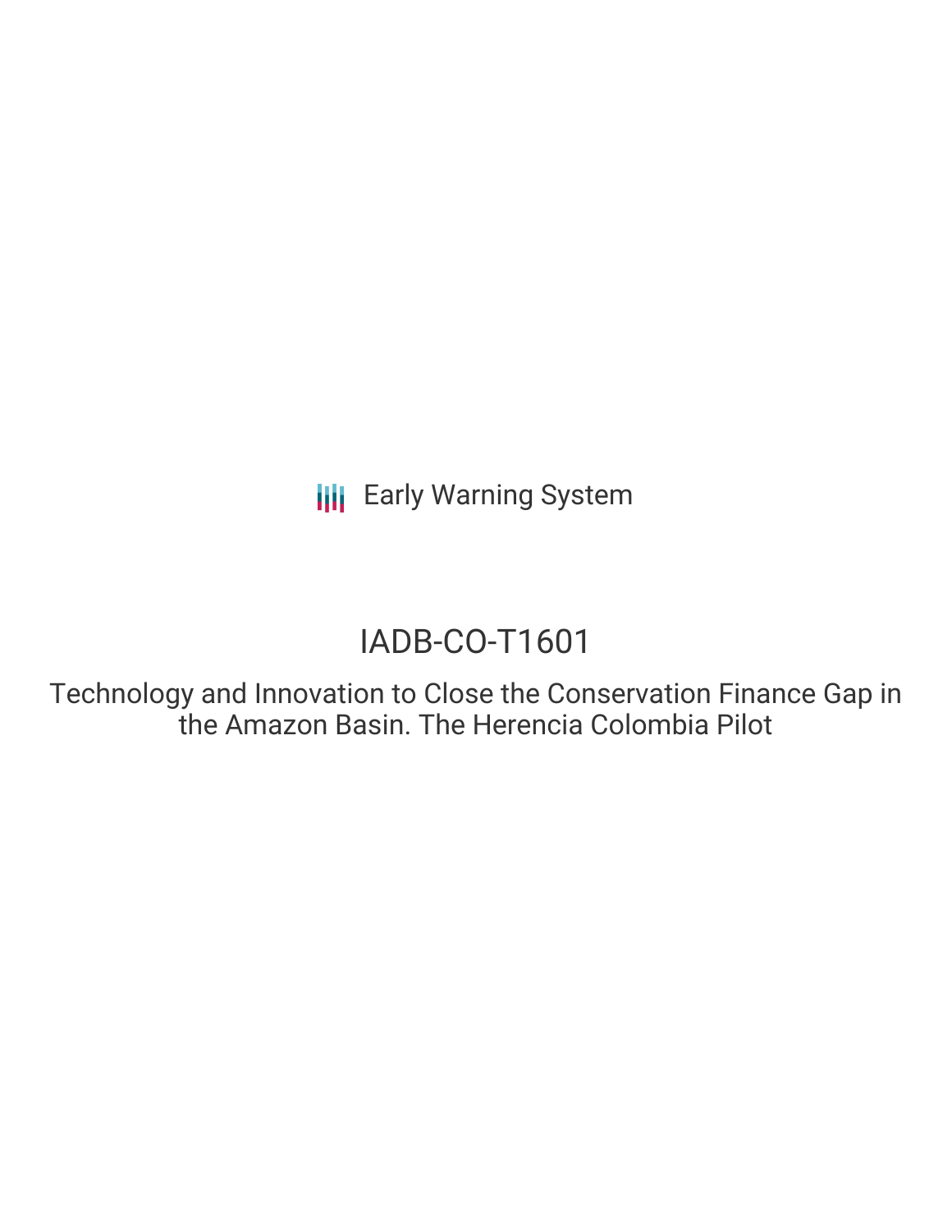Early Warning System

# IADB-CO-T1601

## Technology and Innovation to Close the Conservation Finance Gap in the Amazon Basin. The Herencia Colombia Pilot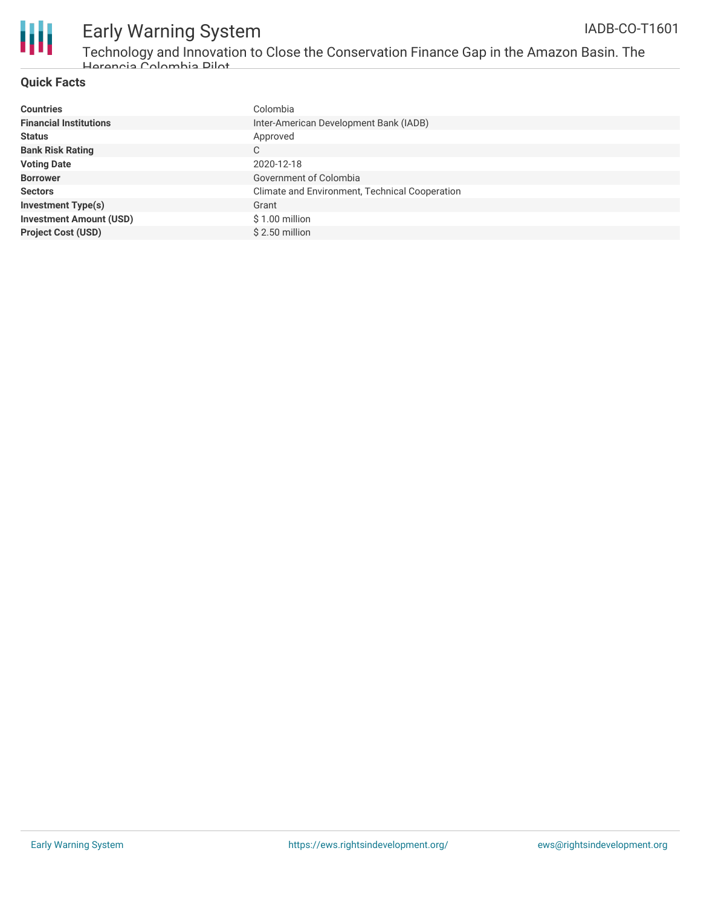## Quick Facts

| | |
|---|---|
| **Countries** | Colombia |
| **Financial Institutions** | Inter-American Development Bank (IADB) |
| **Status** | Approved |
| **Bank Risk Rating** | C |
| **Voting Date** | 2020-12-18 |
| **Borrower** | Government of Colombia |
| **Sectors** | Climate and Environment, Technical Cooperation |
| **Investment Type(s)** | Grant |
| **Investment Amount (USD)** | $ 1.00 million |
| **Project Cost (USD)** | $ 2.50 million |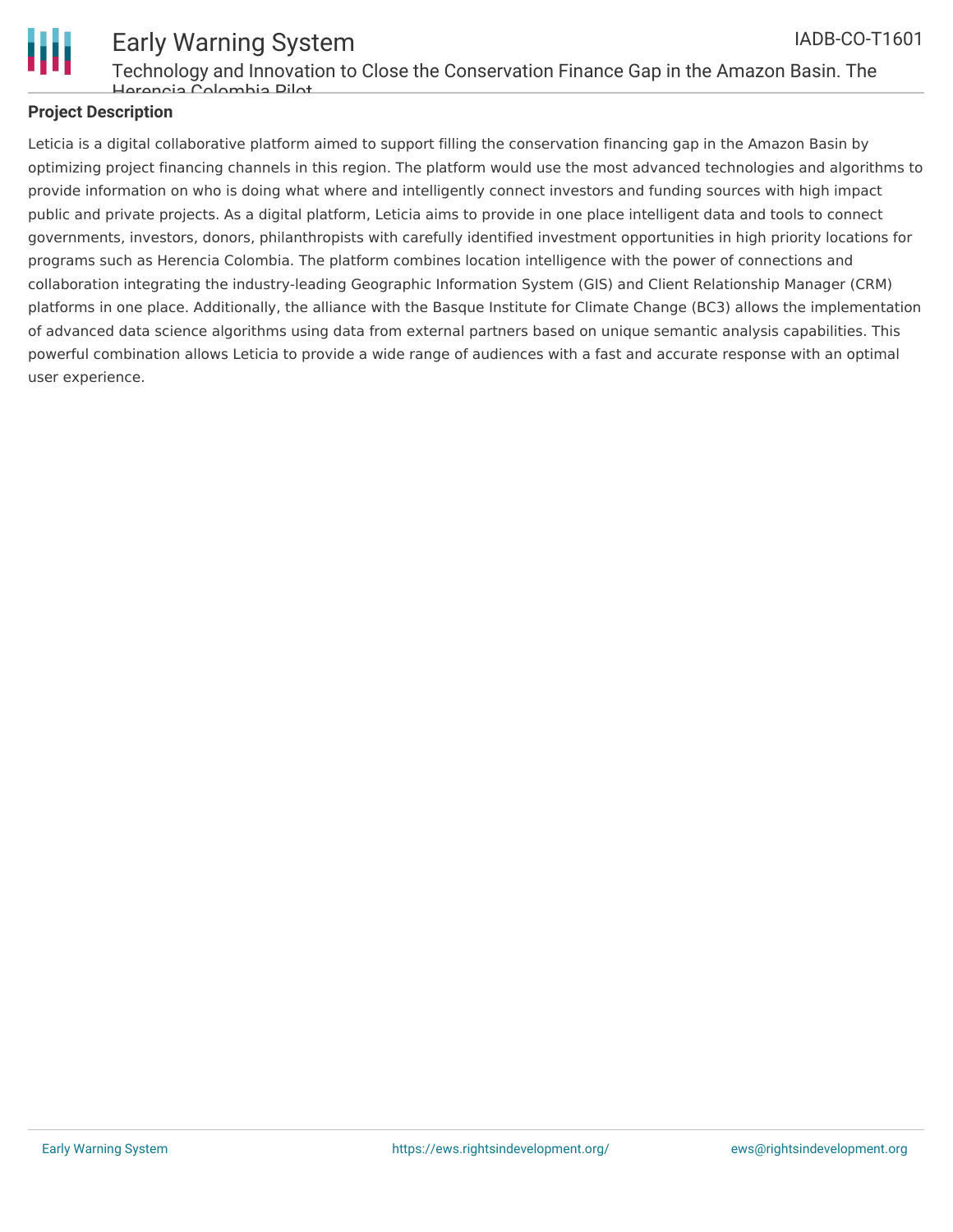## Project Description

Leticia is a digital collaborative platform aimed to support filling the conservation financing gap in the Amazon Basin by optimizing project financing channels in this region. The platform would use the most advanced technologies and algorithms to provide information on who is doing what where and intelligently connect investors and funding sources with high impact public and private projects. As a digital platform, Leticia aims to provide in one place intelligent data and tools to connect governments, investors, donors, philanthropists with carefully identified investment opportunities in high priority locations for programs such as Herencia Colombia. The platform combines location intelligence with the power of connections and collaboration integrating the industry-leading Geographic Information System (GIS) and Client Relationship Manager (CRM) platforms in one place. Additionally, the alliance with the Basque Institute for Climate Change (BC3) allows the implementation of advanced data science algorithms using data from external partners based on unique semantic analysis capabilities. This powerful combination allows Leticia to provide a wide range of audiences with a fast and accurate response with an optimal user experience.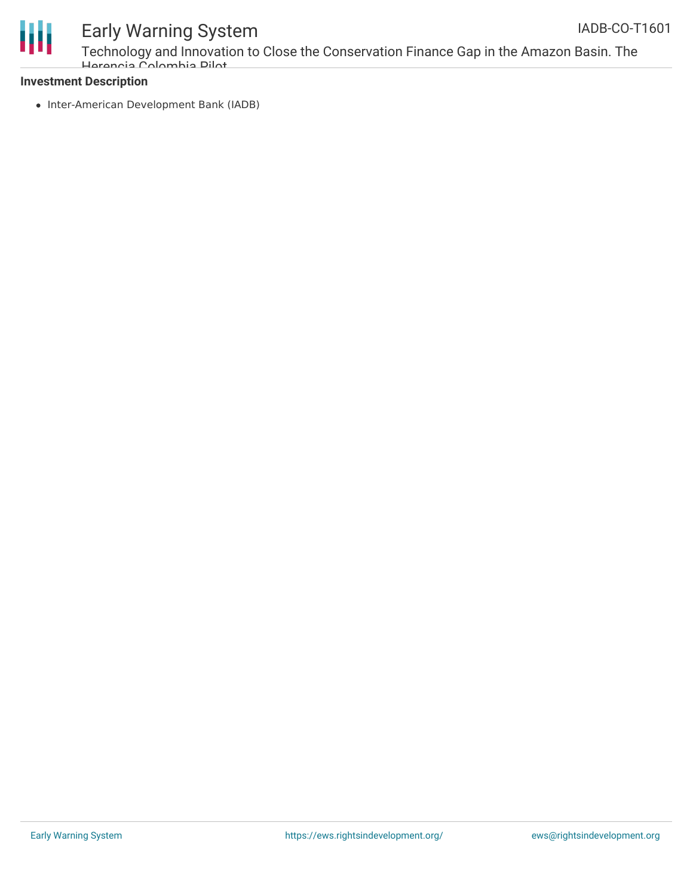**Investment Description**

- Inter-American Development Bank (IADB)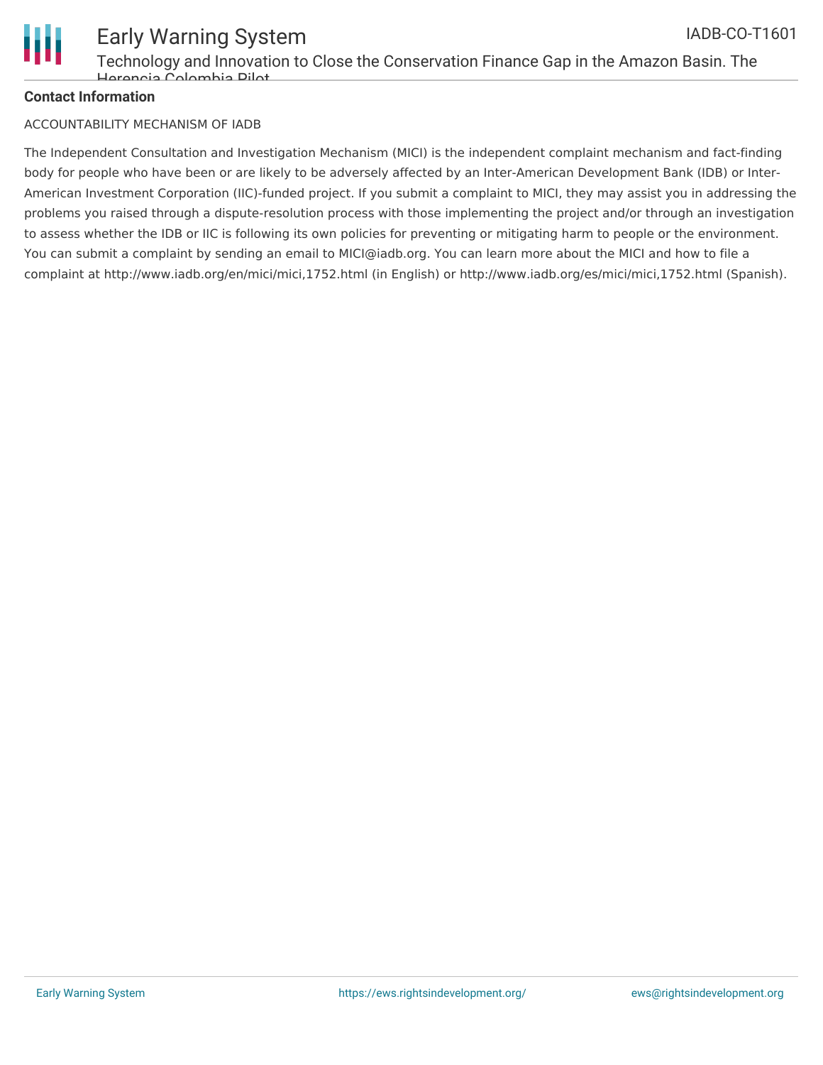**Contact Information**

ACCOUNTABILITY MECHANISM OF IADB

The Independent Consultation and Investigation Mechanism (MICI) is the independent complaint mechanism and fact-finding body for people who have been or are likely to be adversely affected by an Inter-American Development Bank (IDB) or Inter-American Investment Corporation (IIC)-funded project. If you submit a complaint to MICI, they may assist you in addressing the problems you raised through a dispute-resolution process with those implementing the project and/or through an investigation to assess whether the IDB or IIC is following its own policies for preventing or mitigating harm to people or the environment. You can submit a complaint by sending an email to MICI@iadb.org. You can learn more about the MICI and how to file a complaint at http://www.iadb.org/en/mici/mici,1752.html (in English) or http://www.iadb.org/es/mici/mici,1752.html (Spanish).